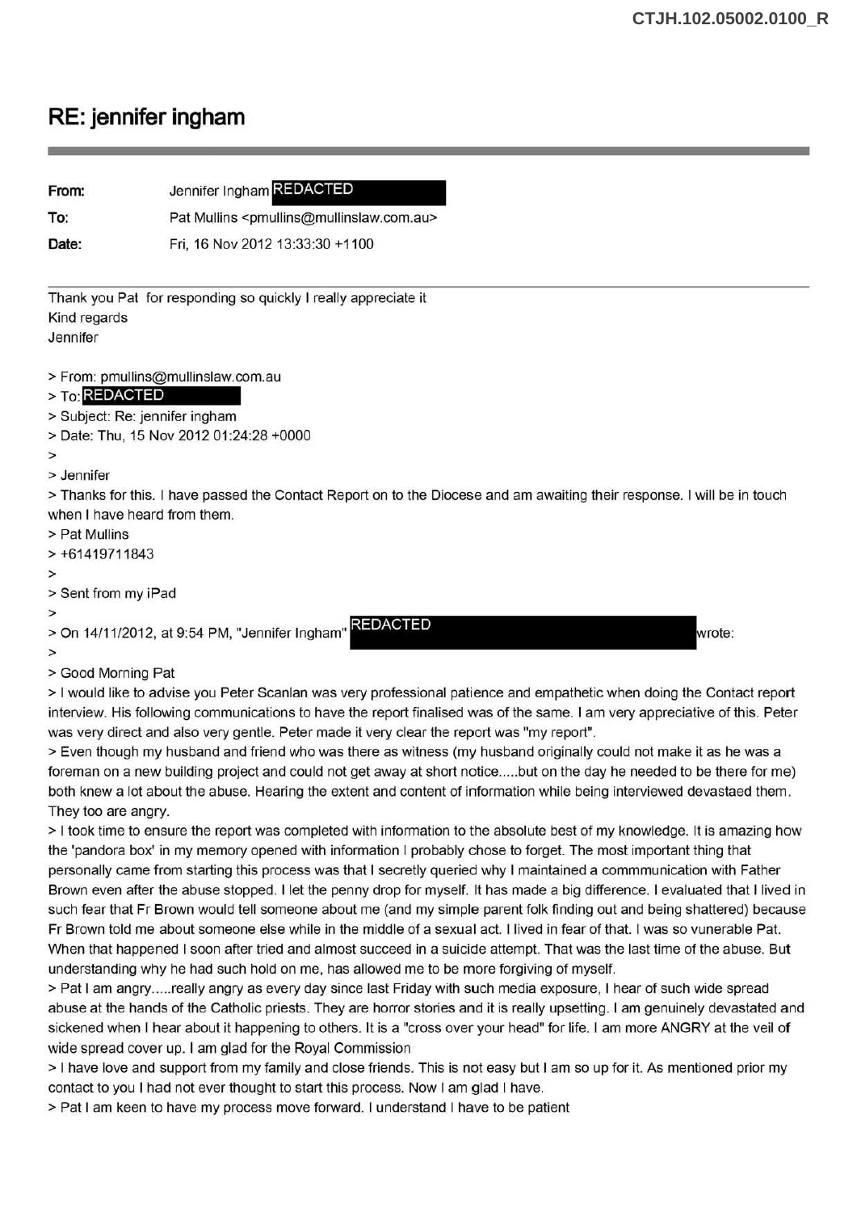# RE: jennifer ingham

---

**From:** Jennifer Ingham REDACTED

**To:** Pat Mullins <pmullins@mullinslaw.com.au>

**Date:** Fri, 16 Nov 2012 13:33:30 +1100

---

Thank you Pat for responding so quickly I really appreciate it
Kind regards
Jennifer

> From: pmullins@mullinslaw.com.au
> To: REDACTED
> Subject: Re: jennifer ingham
> Date: Thu, 15 Nov 2012 01:24:28 +0000
>
> Jennifer
> Thanks for this. I have passed the Contact Report on to the Diocese and am awaiting their response. I will be in touch when I have heard from them.
> Pat Mullins
> +61419711843
>
> Sent from my iPad
>
> On 14/11/2012, at 9:54 PM, "Jennifer Ingham" REDACTED wrote:
>
> Good Morning Pat
> I would like to advise you Peter Scanlan was very professional patience and empathetic when doing the Contact report interview. His following communications to have the report finalised was of the same. I am very appreciative of this. Peter was very direct and also very gentle. Peter made it very clear the report was "my report".
> Even though my husband and friend who was there as witness (my husband originally could not make it as he was a foreman on a new building project and could not get away at short notice.....but on the day he needed to be there for me) both knew a lot about the abuse. Hearing the extent and content of information while being interviewed devastaed them. They too are angry.
> I took time to ensure the report was completed with information to the absolute best of my knowledge. It is amazing how the 'pandora box' in my memory opened with information I probably chose to forget. The most important thing that personally came from starting this process was that I secretly queried why I maintained a commmunication with Father Brown even after the abuse stopped. I let the penny drop for myself. It has made a big difference. I evaluated that I lived in such fear that Fr Brown would tell someone about me (and my simple parent folk finding out and being shattered) because Fr Brown told me about someone else while in the middle of a sexual act. I lived in fear of that. I was so vunerable Pat. When that happened I soon after tried and almost succeed in a suicide attempt. That was the last time of the abuse. But understanding why he had such hold on me, has allowed me to be more forgiving of myself.
> Pat I am angry.....really angry as every day since last Friday with such media exposure, I hear of such wide spread abuse at the hands of the Catholic priests. They are horror stories and it is really upsetting. I am genuinely devastated and sickened when I hear about it happening to others. It is a "cross over your head" for life. I am more ANGRY at the veil of wide spread cover up. I am glad for the Royal Commission
> I have love and support from my family and close friends. This is not easy but I am so up for it. As mentioned prior my contact to you I had not ever thought to start this process. Now I am glad I have.
> Pat I am keen to have my process move forward. I understand I have to be patient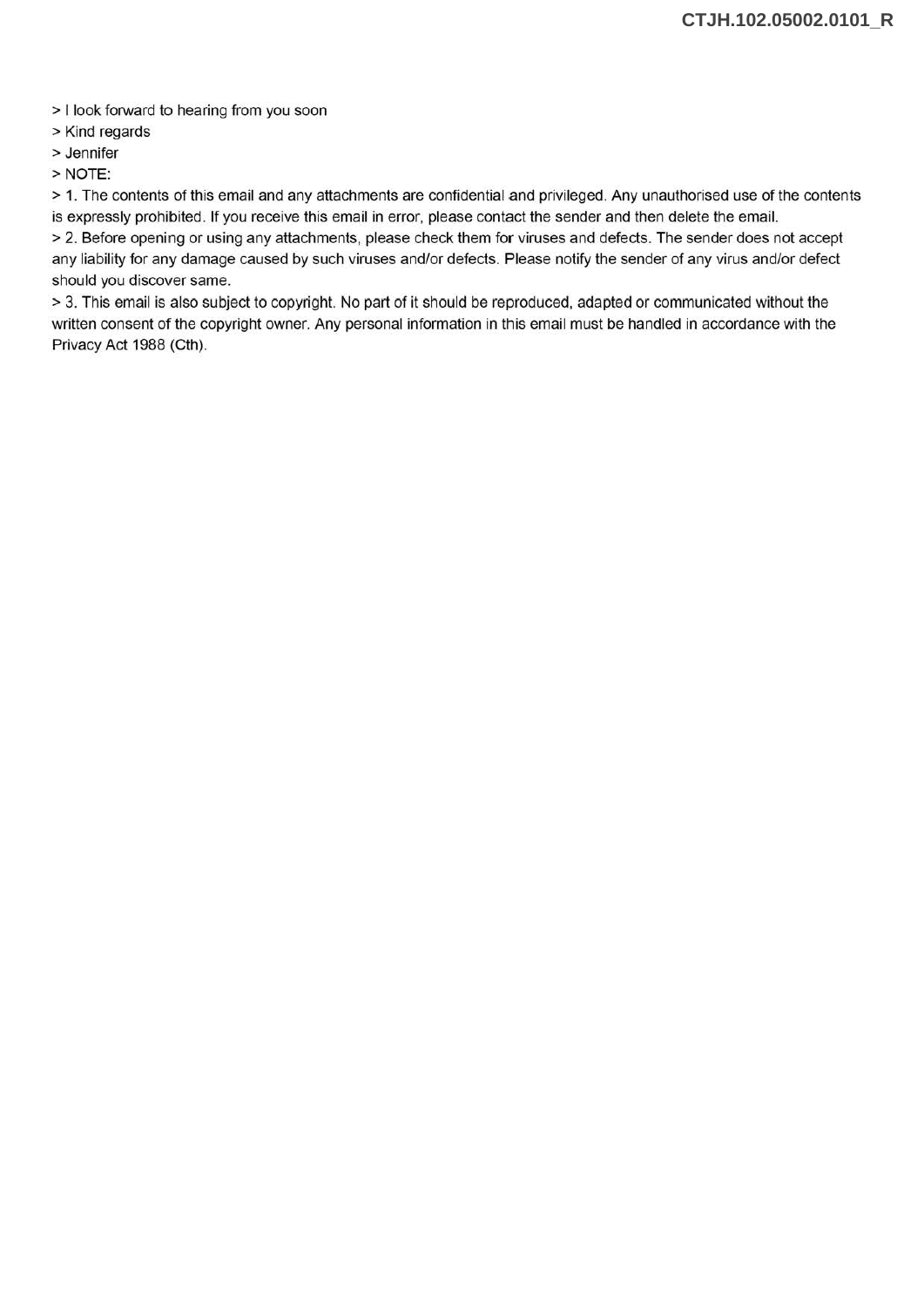> I look forward to hearing from you soon
> Kind regards
> Jennifer
> NOTE:
> 1. The contents of this email and any attachments are confidential and privileged. Any unauthorised use of the contents is expressly prohibited. If you receive this email in error, please contact the sender and then delete the email.
> 2. Before opening or using any attachments, please check them for viruses and defects. The sender does not accept any liability for any damage caused by such viruses and/or defects. Please notify the sender of any virus and/or defect should you discover same.
> 3. This email is also subject to copyright. No part of it should be reproduced, adapted or communicated without the written consent of the copyright owner. Any personal information in this email must be handled in accordance with the Privacy Act 1988 (Cth).